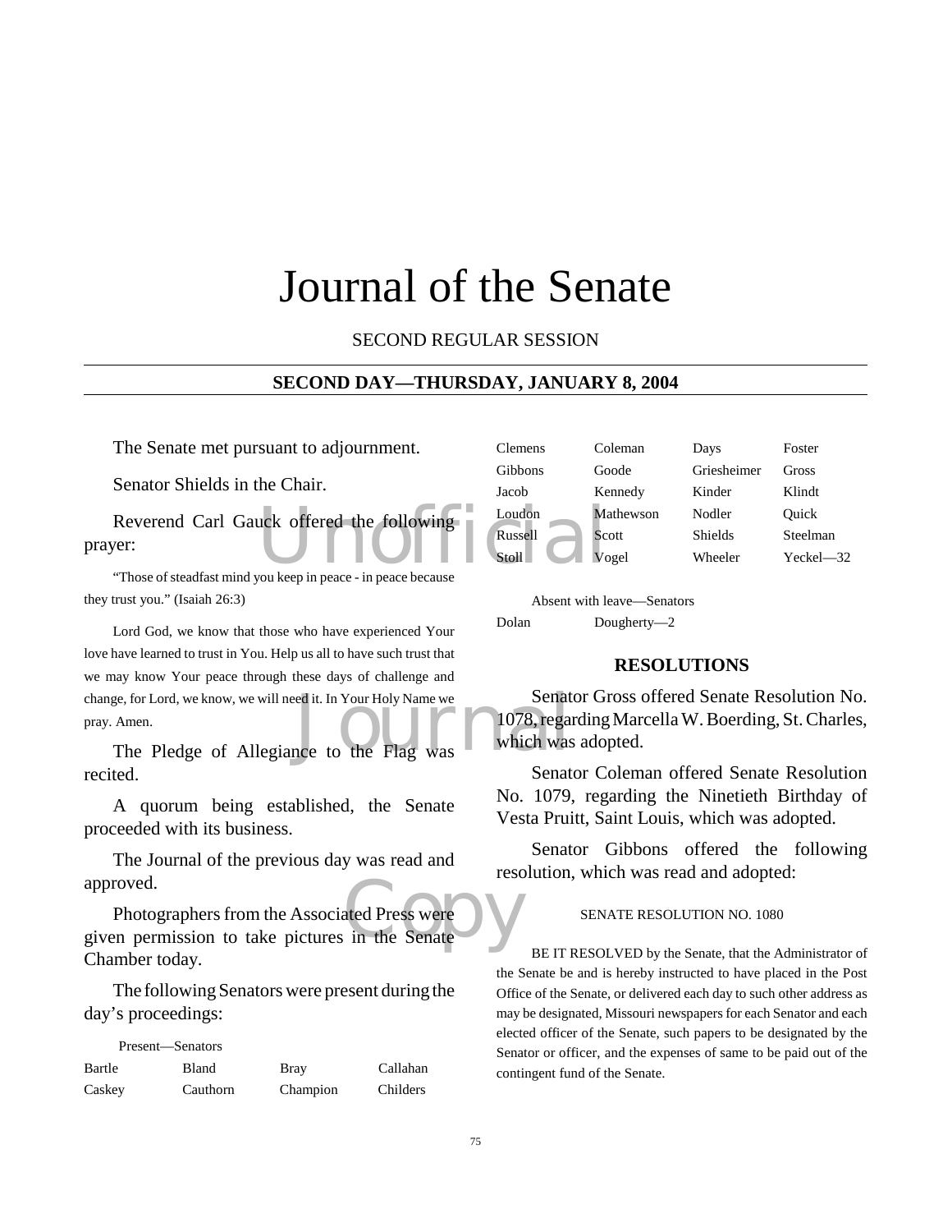# Journal of the Senate

SECOND REGULAR SESSION

## SECOND DAY—THURSDAY, JANUARY 8, 2004

The Senate met pursuant to adjournment.

Senator Shields in the Chair.

Reverend Carl Gauck offered the following prayer:

"Those of steadfast mind you keep in peace - in peace because they trust you." (Isaiah 26:3)

Lord God, we know that those who have experienced Your love have learned to trust in You. Help us all to have such trust that we may know Your peace through these days of challenge and change, for Lord, we know, we will need it. In Your Holy Name we pray. Amen.

The Pledge of Allegiance to the Flag was recited.

A quorum being established, the Senate proceeded with its business.

The Journal of the previous day was read and approved.

Photographers from the Associated Press were given permission to take pictures in the Senate Chamber today.

The following Senators were present during the day's proceedings:

Present—Senators

| | | | |
|---|---|---|---|
| Bartle | Bland | Bray | Callahan |
| Caskey | Cauthorn | Champion | Childers |
| Clemens | Coleman | Days | Foster |
| Gibbons | Goode | Griesheimer | Gross |
| Jacob | Kennedy | Kinder | Klindt |
| Loudon | Mathewson | Nodler | Quick |
| Russell | Scott | Shields | Steelman |
| Stoll | Vogel | Wheeler | Yeckel—32 |

Absent with leave—Senators

| | |
|---|---|
| Dolan | Dougherty—2 |

## RESOLUTIONS

Senator Gross offered Senate Resolution No. 1078, regarding Marcella W. Boerding, St. Charles, which was adopted.

Senator Coleman offered Senate Resolution No. 1079, regarding the Ninetieth Birthday of Vesta Pruitt, Saint Louis, which was adopted.

Senator Gibbons offered the following resolution, which was read and adopted:

SENATE RESOLUTION NO. 1080

BE IT RESOLVED by the Senate, that the Administrator of the Senate be and is hereby instructed to have placed in the Post Office of the Senate, or delivered each day to such other address as may be designated, Missouri newspapers for each Senator and each elected officer of the Senate, such papers to be designated by the Senator or officer, and the expenses of same to be paid out of the contingent fund of the Senate.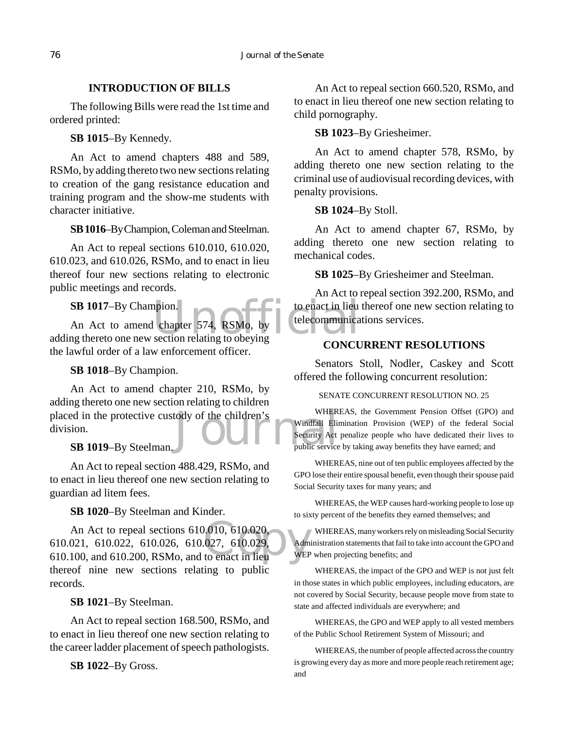## INTRODUCTION OF BILLS

The following Bills were read the 1st time and ordered printed:

**SB 1015**–By Kennedy.

An Act to amend chapters 488 and 589, RSMo, by adding thereto two new sections relating to creation of the gang resistance education and training program and the show-me students with character initiative.

**SB 1016**–By Champion, Coleman and Steelman.

An Act to repeal sections 610.010, 610.020, 610.023, and 610.026, RSMo, and to enact in lieu thereof four new sections relating to electronic public meetings and records.

**SB 1017**–By Champion.

An Act to amend chapter 574, RSMo, by adding thereto one new section relating to obeying the lawful order of a law enforcement officer.

**SB 1018**–By Champion.

An Act to amend chapter 210, RSMo, by adding thereto one new section relating to children placed in the protective custody of the children's division.

**SB 1019**–By Steelman.

An Act to repeal section 488.429, RSMo, and to enact in lieu thereof one new section relating to guardian ad litem fees.

**SB 1020**–By Steelman and Kinder.

An Act to repeal sections 610.010, 610.020, 610.021, 610.022, 610.026, 610.027, 610.029, 610.100, and 610.200, RSMo, and to enact in lieu thereof nine new sections relating to public records.

**SB 1021**–By Steelman.

An Act to repeal section 168.500, RSMo, and to enact in lieu thereof one new section relating to the career ladder placement of speech pathologists.

**SB 1022**–By Gross.

An Act to repeal section 660.520, RSMo, and to enact in lieu thereof one new section relating to child pornography.

**SB 1023**–By Griesheimer.

An Act to amend chapter 578, RSMo, by adding thereto one new section relating to the criminal use of audiovisual recording devices, with penalty provisions.

**SB 1024**–By Stoll.

An Act to amend chapter 67, RSMo, by adding thereto one new section relating to mechanical codes.

**SB 1025**–By Griesheimer and Steelman.

An Act to repeal section 392.200, RSMo, and to enact in lieu thereof one new section relating to telecommunications services.

## CONCURRENT RESOLUTIONS

Senators Stoll, Nodler, Caskey and Scott offered the following concurrent resolution:

SENATE CONCURRENT RESOLUTION NO. 25

WHEREAS, the Government Pension Offset (GPO) and Windfall Elimination Provision (WEP) of the federal Social Security Act penalize people who have dedicated their lives to public service by taking away benefits they have earned; and

WHEREAS, nine out of ten public employees affected by the GPO lose their entire spousal benefit, even though their spouse paid Social Security taxes for many years; and

WHEREAS, the WEP causes hard-working people to lose up to sixty percent of the benefits they earned themselves; and

WHEREAS, many workers rely on misleading Social Security Administration statements that fail to take into account the GPO and WEP when projecting benefits; and

WHEREAS, the impact of the GPO and WEP is not just felt in those states in which public employees, including educators, are not covered by Social Security, because people move from state to state and affected individuals are everywhere; and

WHEREAS, the GPO and WEP apply to all vested members of the Public School Retirement System of Missouri; and

WHEREAS, the number of people affected across the country is growing every day as more and more people reach retirement age; and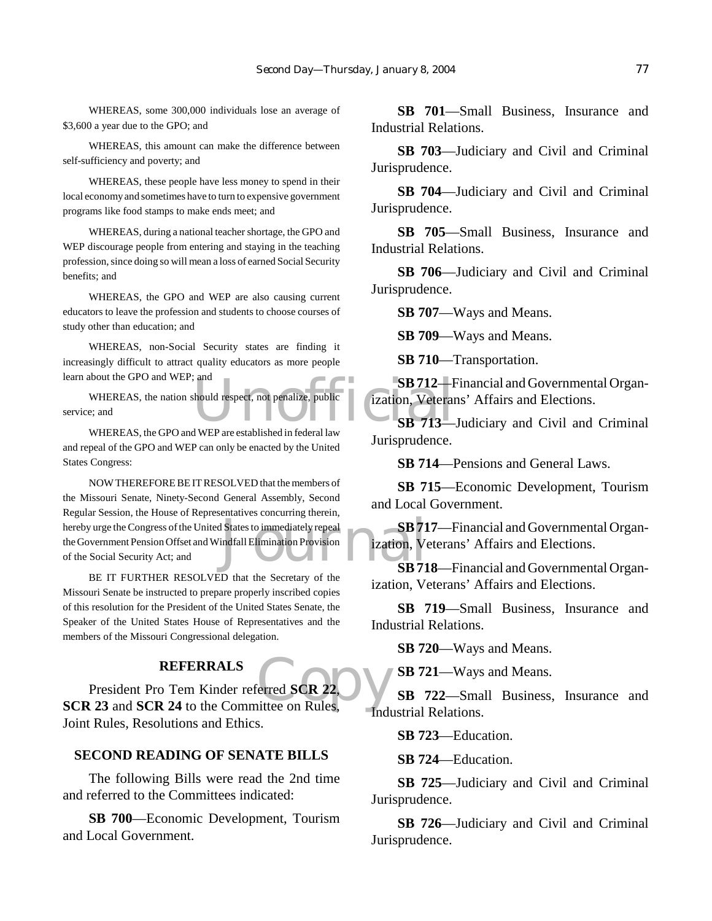WHEREAS, some 300,000 individuals lose an average of $3,600 a year due to the GPO; and

WHEREAS, this amount can make the difference between self-sufficiency and poverty; and

WHEREAS, these people have less money to spend in their local economy and sometimes have to turn to expensive government programs like food stamps to make ends meet; and

WHEREAS, during a national teacher shortage, the GPO and WEP discourage people from entering and staying in the teaching profession, since doing so will mean a loss of earned Social Security benefits; and

WHEREAS, the GPO and WEP are also causing current educators to leave the profession and students to choose courses of study other than education; and

WHEREAS, non-Social Security states are finding it increasingly difficult to attract quality educators as more people learn about the GPO and WEP; and

WHEREAS, the nation should respect, not penalize, public service; and

WHEREAS, the GPO and WEP are established in federal law and repeal of the GPO and WEP can only be enacted by the United States Congress:

NOW THEREFORE BE IT RESOLVED that the members of the Missouri Senate, Ninety-Second General Assembly, Second Regular Session, the House of Representatives concurring therein, hereby urge the Congress of the United States to immediately repeal the Government Pension Offset and Windfall Elimination Provision of the Social Security Act; and

BE IT FURTHER RESOLVED that the Secretary of the Missouri Senate be instructed to prepare properly inscribed copies of this resolution for the President of the United States Senate, the Speaker of the United States House of Representatives and the members of the Missouri Congressional delegation.

## REFERRALS

President Pro Tem Kinder referred **SCR 22**, **SCR 23** and **SCR 24** to the Committee on Rules, Joint Rules, Resolutions and Ethics.

## SECOND READING OF SENATE BILLS

The following Bills were read the 2nd time and referred to the Committees indicated:

**SB 700**—Economic Development, Tourism and Local Government.

**SB 701**—Small Business, Insurance and Industrial Relations.

**SB 703**—Judiciary and Civil and Criminal Jurisprudence.

**SB 704**—Judiciary and Civil and Criminal Jurisprudence.

**SB 705**—Small Business, Insurance and Industrial Relations.

**SB 706**—Judiciary and Civil and Criminal Jurisprudence.

**SB 707**—Ways and Means.

**SB 709**—Ways and Means.

**SB 710**—Transportation.

**SB 712**—Financial and Governmental Organization, Veterans' Affairs and Elections.

**SB 713**—Judiciary and Civil and Criminal Jurisprudence.

**SB 714**—Pensions and General Laws.

**SB 715**—Economic Development, Tourism and Local Government.

**SB 717**—Financial and Governmental Organization, Veterans' Affairs and Elections.

**SB 718**—Financial and Governmental Organization, Veterans' Affairs and Elections.

**SB 719**—Small Business, Insurance and Industrial Relations.

**SB 720**—Ways and Means.

**SB 721**—Ways and Means.

**SB 722**—Small Business, Insurance and Industrial Relations.

**SB 723**—Education.

**SB 724**—Education.

**SB 725**—Judiciary and Civil and Criminal Jurisprudence.

**SB 726**—Judiciary and Civil and Criminal Jurisprudence.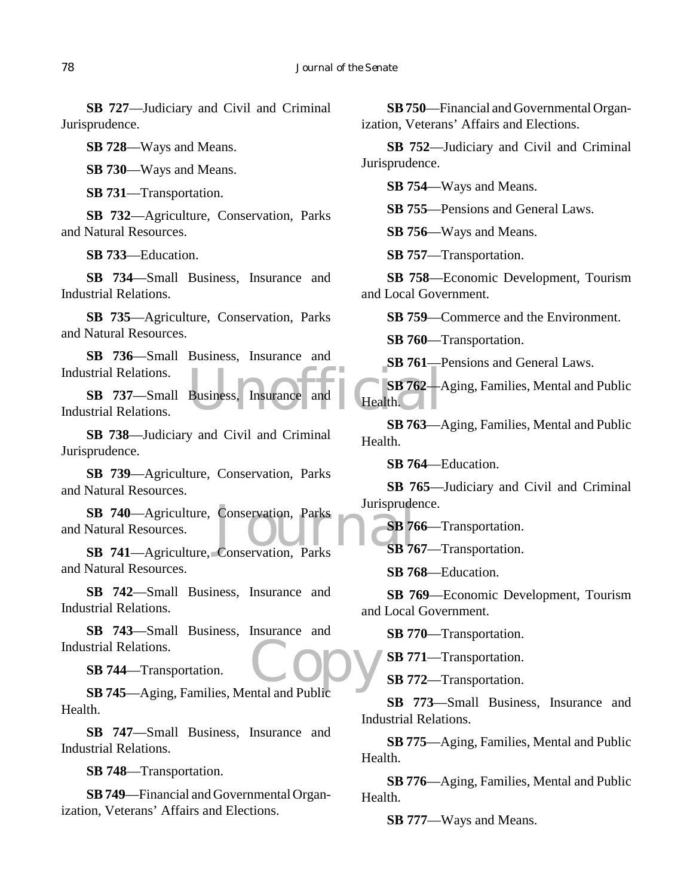**SB 727**—Judiciary and Civil and Criminal Jurisprudence.

**SB 728**—Ways and Means.

**SB 730**—Ways and Means.

**SB 731**—Transportation.

**SB 732**—Agriculture, Conservation, Parks and Natural Resources.

**SB 733**—Education.

**SB 734**—Small Business, Insurance and Industrial Relations.

**SB 735**—Agriculture, Conservation, Parks and Natural Resources.

**SB 736**—Small Business, Insurance and Industrial Relations.

**SB 737**—Small Business, Insurance and Industrial Relations.

**SB 738**—Judiciary and Civil and Criminal Jurisprudence.

**SB 739**—Agriculture, Conservation, Parks and Natural Resources.

**SB 740**—Agriculture, Conservation, Parks and Natural Resources.

**SB 741**—Agriculture, Conservation, Parks and Natural Resources.

**SB 742**—Small Business, Insurance and Industrial Relations.

**SB 743**—Small Business, Insurance and Industrial Relations.

**SB 744**—Transportation.

**SB 745**—Aging, Families, Mental and Public Health.

**SB 747**—Small Business, Insurance and Industrial Relations.

**SB 748**—Transportation.

**SB 749**—Financial and Governmental Organization, Veterans' Affairs and Elections.

**SB 750**—Financial and Governmental Organization, Veterans' Affairs and Elections.

**SB 752**—Judiciary and Civil and Criminal Jurisprudence.

**SB 754**—Ways and Means.

**SB 755**—Pensions and General Laws.

**SB 756**—Ways and Means.

**SB 757**—Transportation.

**SB 758**—Economic Development, Tourism and Local Government.

**SB 759**—Commerce and the Environment.

**SB 760**—Transportation.

**SB 761**—Pensions and General Laws.

**SB 762**—Aging, Families, Mental and Public Health.

**SB 763**—Aging, Families, Mental and Public Health.

**SB 764**—Education.

**SB 765**—Judiciary and Civil and Criminal Jurisprudence.

**SB 766**—Transportation.

**SB 767**—Transportation.

**SB 768**—Education.

**SB 769**—Economic Development, Tourism and Local Government.

**SB 770**—Transportation.

**SB 771**—Transportation.

**SB 772**—Transportation.

**SB 773**—Small Business, Insurance and Industrial Relations.

**SB 775**—Aging, Families, Mental and Public Health.

**SB 776**—Aging, Families, Mental and Public Health.

**SB 777**—Ways and Means.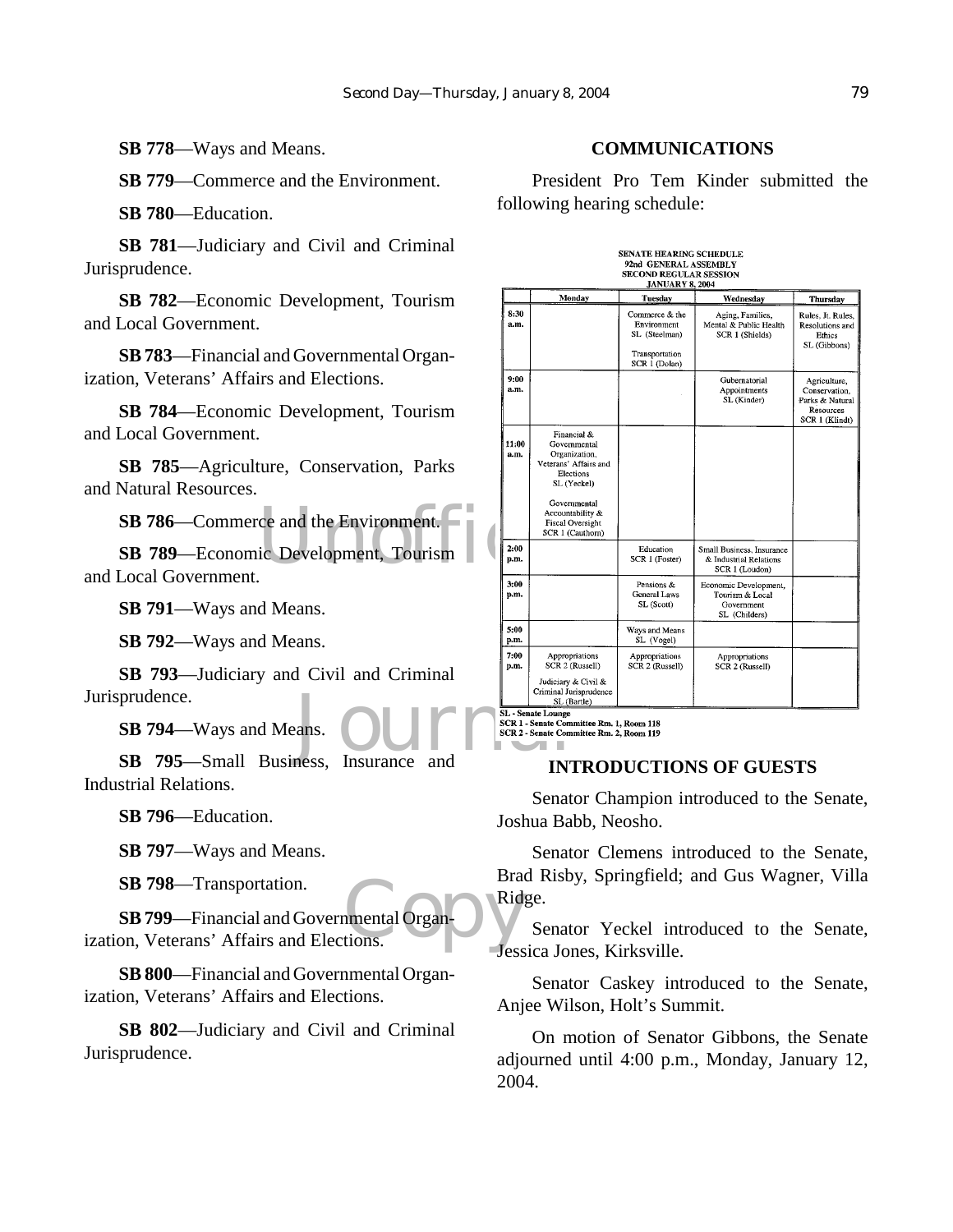**SB 778**—Ways and Means.

**SB 779**—Commerce and the Environment.

**SB 780**—Education.

**SB 781**—Judiciary and Civil and Criminal Jurisprudence.

**SB 782**—Economic Development, Tourism and Local Government.

**SB 783**—Financial and Governmental Organization, Veterans' Affairs and Elections.

**SB 784**—Economic Development, Tourism and Local Government.

**SB 785**—Agriculture, Conservation, Parks and Natural Resources.

**SB 786**—Commerce and the Environment.

**SB 789**—Economic Development, Tourism and Local Government.

**SB 791**—Ways and Means.

**SB 792**—Ways and Means.

**SB 793**—Judiciary and Civil and Criminal Jurisprudence.

**SB 794**—Ways and Means.

**SB 795**—Small Business, Insurance and Industrial Relations.

**SB 796**—Education.

**SB 797**—Ways and Means.

**SB 798**—Transportation.

**SB 799**—Financial and Governmental Organization, Veterans' Affairs and Elections.

**SB 800**—Financial and Governmental Organization, Veterans' Affairs and Elections.

**SB 802**—Judiciary and Civil and Criminal Jurisprudence.

## COMMUNICATIONS

President Pro Tem Kinder submitted the following hearing schedule:

**SENATE HEARING SCHEDULE**
**92nd GENERAL ASSEMBLY**
**SECOND REGULAR SESSION**
**JANUARY 8, 2004**

| | Monday | Tuesday | Wednesday | Thursday |
|---|---|---|---|---|
| 8:30 a.m. | | Commerce & the Environment SL (Steelman) Transportation SCR 1 (Dolan) | Aging, Families, Mental & Public Health SCR 1 (Shields) | Rules, Jt. Rules, Resolutions and Ethics SL (Gibbons) |
| 9:00 a.m. | | | Gubernatorial Appointments SL (Kinder) | Agriculture, Conservation, Parks & Natural Resources SCR 1 (Klindt) |
| 11:00 a.m. | Financial & Governmental Organization, Veterans' Affairs and Elections SL (Yeckel) Governmental Accountability & Fiscal Oversight SCR 1 (Cauthorn) | | | |
| 2:00 p.m. | | Education SCR 1 (Foster) | Small Business, Insurance & Industrial Relations SCR 1 (Loudon) | |
| 3:00 p.m. | | Pensions & General Laws SL (Scott) | Economic Development, Tourism & Local Government SL (Childers) | |
| 5:00 p.m. | | Ways and Means SL (Vogel) | | |
| 7:00 p.m. | Appropriations SCR 2 (Russell) Judiciary & Civil & Criminal Jurisprudence SL (Bartle) | Appropriations SCR 2 (Russell) | Appropriations SCR 2 (Russell) | |

SL - Senate Lounge
SCR 1 - Senate Committee Rm. 1, Room 118
SCR 2 - Senate Committee Rm. 2, Room 119

## INTRODUCTIONS OF GUESTS

Senator Champion introduced to the Senate, Joshua Babb, Neosho.

Senator Clemens introduced to the Senate, Brad Risby, Springfield; and Gus Wagner, Villa Ridge.

Senator Yeckel introduced to the Senate, Jessica Jones, Kirksville.

Senator Caskey introduced to the Senate, Anjee Wilson, Holt's Summit.

On motion of Senator Gibbons, the Senate adjourned until 4:00 p.m., Monday, January 12, 2004.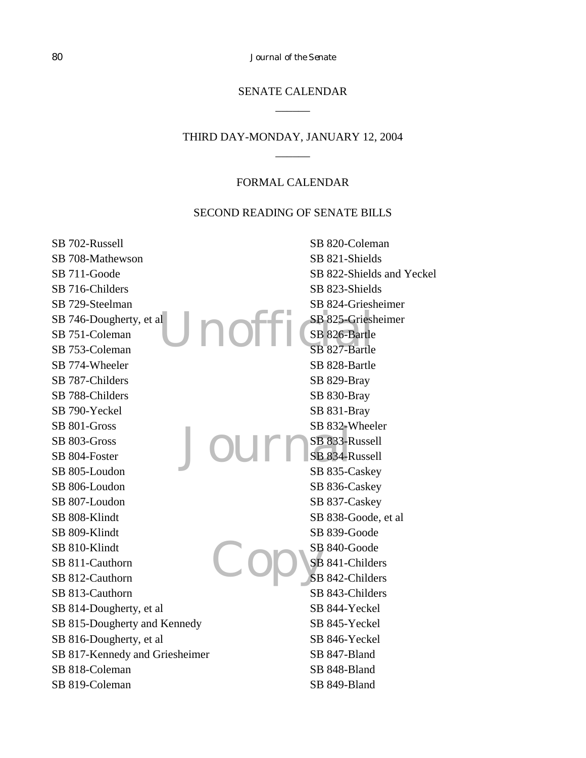## SENATE CALENDAR

______

## THIRD DAY-MONDAY, JANUARY 12, 2004

______

### FORMAL CALENDAR

### SECOND READING OF SENATE BILLS

SB 702-Russell
SB 708-Mathewson
SB 711-Goode
SB 716-Childers
SB 729-Steelman
SB 746-Dougherty, et al
SB 751-Coleman
SB 753-Coleman
SB 774-Wheeler
SB 787-Childers
SB 788-Childers
SB 790-Yeckel
SB 801-Gross
SB 803-Gross
SB 804-Foster
SB 805-Loudon
SB 806-Loudon
SB 807-Loudon
SB 808-Klindt
SB 809-Klindt
SB 810-Klindt
SB 811-Cauthorn
SB 812-Cauthorn
SB 813-Cauthorn
SB 814-Dougherty, et al
SB 815-Dougherty and Kennedy
SB 816-Dougherty, et al
SB 817-Kennedy and Griesheimer
SB 818-Coleman
SB 819-Coleman
SB 820-Coleman
SB 821-Shields
SB 822-Shields and Yeckel
SB 823-Shields
SB 824-Griesheimer
SB 825-Griesheimer
SB 826-Bartle
SB 827-Bartle
SB 828-Bartle
SB 829-Bray
SB 830-Bray
SB 831-Bray
SB 832-Wheeler
SB 833-Russell
SB 834-Russell
SB 835-Caskey
SB 836-Caskey
SB 837-Caskey
SB 838-Goode, et al
SB 839-Goode
SB 840-Goode
SB 841-Childers
SB 842-Childers
SB 843-Childers
SB 844-Yeckel
SB 845-Yeckel
SB 846-Yeckel
SB 847-Bland
SB 848-Bland
SB 849-Bland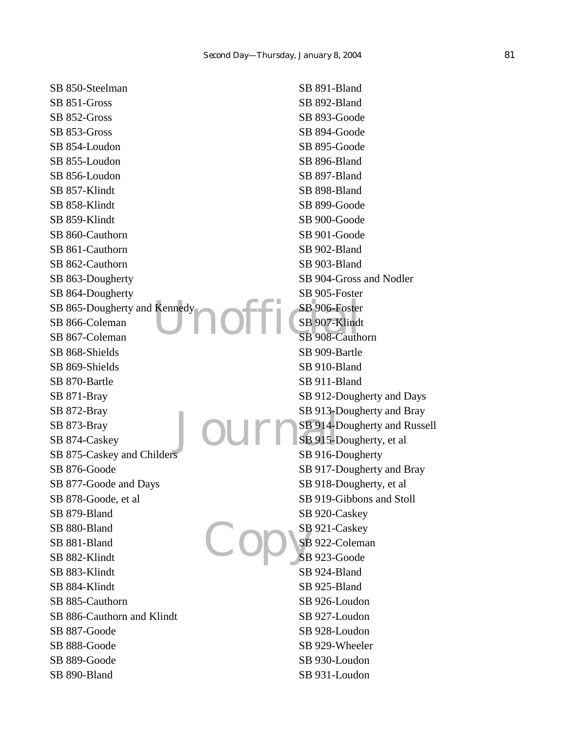SB 850-Steelman
SB 851-Gross
SB 852-Gross
SB 853-Gross
SB 854-Loudon
SB 855-Loudon
SB 856-Loudon
SB 857-Klindt
SB 858-Klindt
SB 859-Klindt
SB 860-Cauthorn
SB 861-Cauthorn
SB 862-Cauthorn
SB 863-Dougherty
SB 864-Dougherty
SB 865-Dougherty and Kennedy
SB 866-Coleman
SB 867-Coleman
SB 868-Shields
SB 869-Shields
SB 870-Bartle
SB 871-Bray
SB 872-Bray
SB 873-Bray
SB 874-Caskey
SB 875-Caskey and Childers
SB 876-Goode
SB 877-Goode and Days
SB 878-Goode, et al
SB 879-Bland
SB 880-Bland
SB 881-Bland
SB 882-Klindt
SB 883-Klindt
SB 884-Klindt
SB 885-Cauthorn
SB 886-Cauthorn and Klindt
SB 887-Goode
SB 888-Goode
SB 889-Goode
SB 890-Bland
SB 891-Bland
SB 892-Bland
SB 893-Goode
SB 894-Goode
SB 895-Goode
SB 896-Bland
SB 897-Bland
SB 898-Bland
SB 899-Goode
SB 900-Goode
SB 901-Goode
SB 902-Bland
SB 903-Bland
SB 904-Gross and Nodler
SB 905-Foster
SB 906-Foster
SB 907-Klindt
SB 908-Cauthorn
SB 909-Bartle
SB 910-Bland
SB 911-Bland
SB 912-Dougherty and Days
SB 913-Dougherty and Bray
SB 914-Dougherty and Russell
SB 915-Dougherty, et al
SB 916-Dougherty
SB 917-Dougherty and Bray
SB 918-Dougherty, et al
SB 919-Gibbons and Stoll
SB 920-Caskey
SB 921-Caskey
SB 922-Coleman
SB 923-Goode
SB 924-Bland
SB 925-Bland
SB 926-Loudon
SB 927-Loudon
SB 928-Loudon
SB 929-Wheeler
SB 930-Loudon
SB 931-Loudon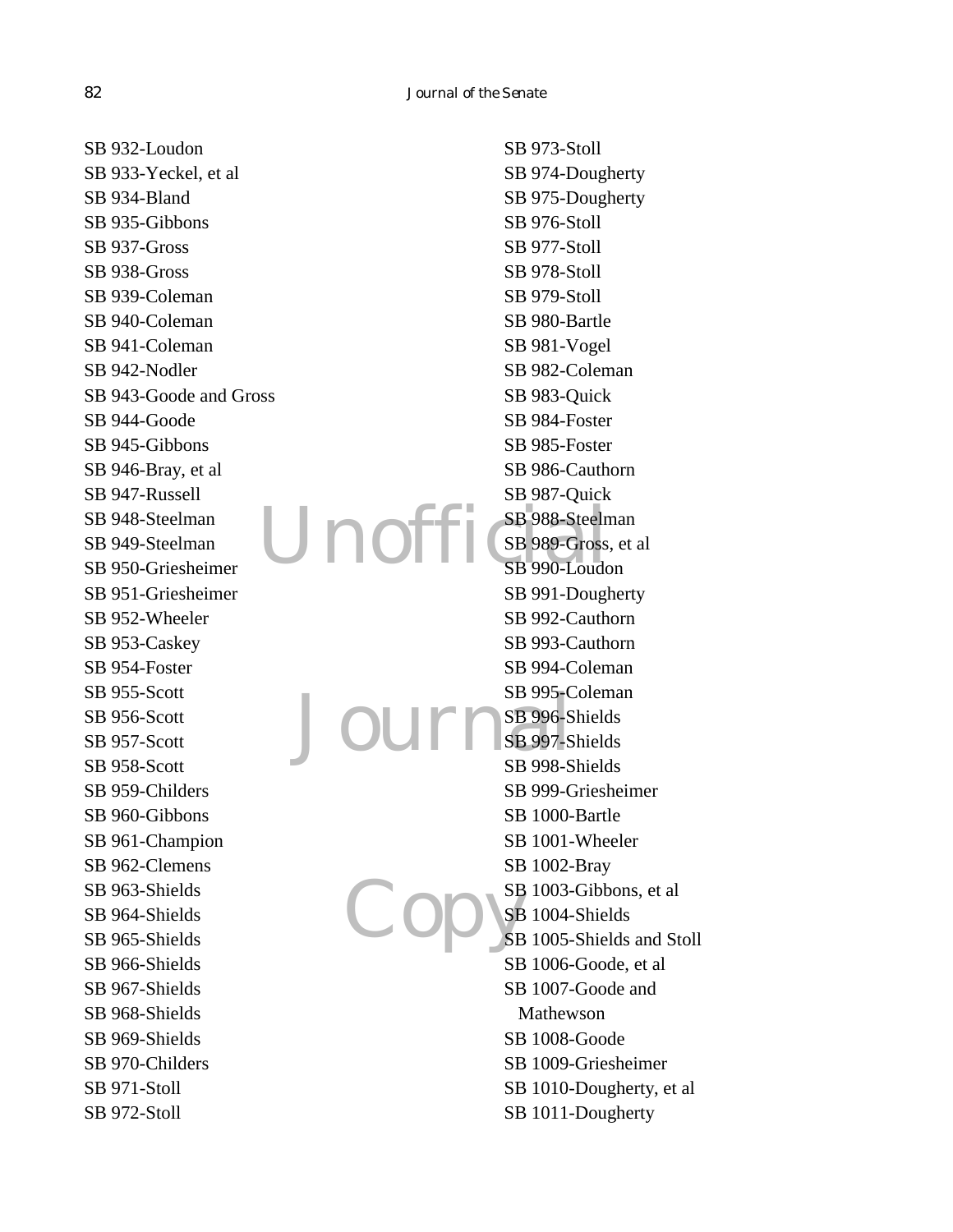SB 932-Loudon
SB 933-Yeckel, et al
SB 934-Bland
SB 935-Gibbons
SB 937-Gross
SB 938-Gross
SB 939-Coleman
SB 940-Coleman
SB 941-Coleman
SB 942-Nodler
SB 943-Goode and Gross
SB 944-Goode
SB 945-Gibbons
SB 946-Bray, et al
SB 947-Russell
SB 948-Steelman
SB 949-Steelman
SB 950-Griesheimer
SB 951-Griesheimer
SB 952-Wheeler
SB 953-Caskey
SB 954-Foster
SB 955-Scott
SB 956-Scott
SB 957-Scott
SB 958-Scott
SB 959-Childers
SB 960-Gibbons
SB 961-Champion
SB 962-Clemens
SB 963-Shields
SB 964-Shields
SB 965-Shields
SB 966-Shields
SB 967-Shields
SB 968-Shields
SB 969-Shields
SB 970-Childers
SB 971-Stoll
SB 972-Stoll
SB 973-Stoll
SB 974-Dougherty
SB 975-Dougherty
SB 976-Stoll
SB 977-Stoll
SB 978-Stoll
SB 979-Stoll
SB 980-Bartle
SB 981-Vogel
SB 982-Coleman
SB 983-Quick
SB 984-Foster
SB 985-Foster
SB 986-Cauthorn
SB 987-Quick
SB 988-Steelman
SB 989-Gross, et al
SB 990-Loudon
SB 991-Dougherty
SB 992-Cauthorn
SB 993-Cauthorn
SB 994-Coleman
SB 995-Coleman
SB 996-Shields
SB 997-Shields
SB 998-Shields
SB 999-Griesheimer
SB 1000-Bartle
SB 1001-Wheeler
SB 1002-Bray
SB 1003-Gibbons, et al
SB 1004-Shields
SB 1005-Shields and Stoll
SB 1006-Goode, et al
SB 1007-Goode and Mathewson
SB 1008-Goode
SB 1009-Griesheimer
SB 1010-Dougherty, et al
SB 1011-Dougherty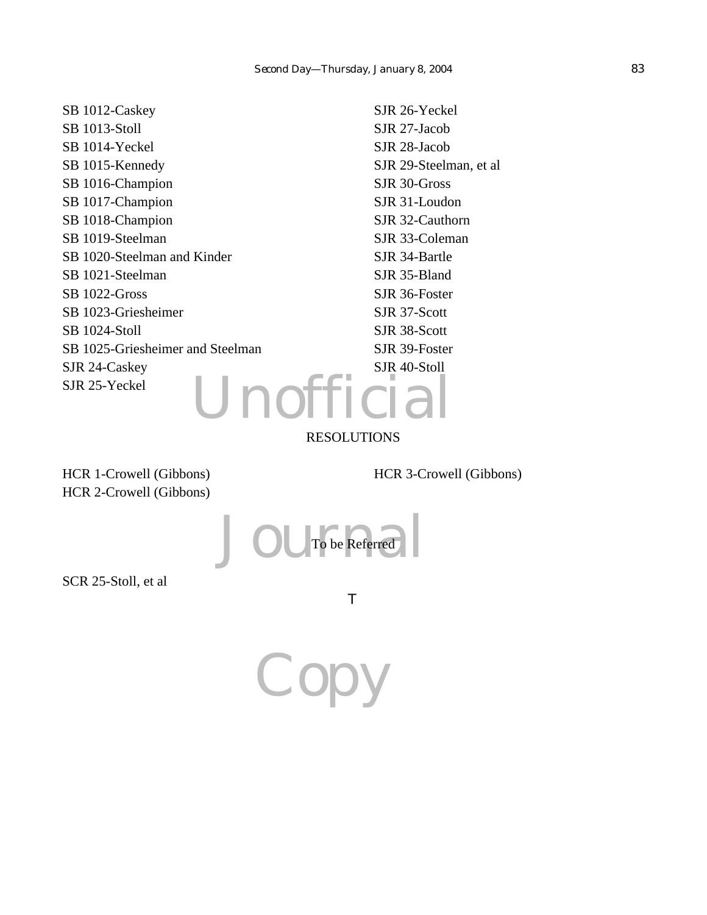SB 1012-Caskey
SB 1013-Stoll
SB 1014-Yeckel
SB 1015-Kennedy
SB 1016-Champion
SB 1017-Champion
SB 1018-Champion
SB 1019-Steelman
SB 1020-Steelman and Kinder
SB 1021-Steelman
SB 1022-Gross
SB 1023-Griesheimer
SB 1024-Stoll
SB 1025-Griesheimer and Steelman
SJR 24-Caskey
SJR 25-Yeckel
SJR 26-Yeckel
SJR 27-Jacob
SJR 28-Jacob
SJR 29-Steelman, et al
SJR 30-Gross
SJR 31-Loudon
SJR 32-Cauthorn
SJR 33-Coleman
SJR 34-Bartle
SJR 35-Bland
SJR 36-Foster
SJR 37-Scott
SJR 38-Scott
SJR 39-Foster
SJR 40-Stoll

RESOLUTIONS

HCR 1-Crowell (Gibbons)
HCR 2-Crowell (Gibbons)
HCR 3-Crowell (Gibbons)

To be Referred

SCR 25-Stoll, et al

T